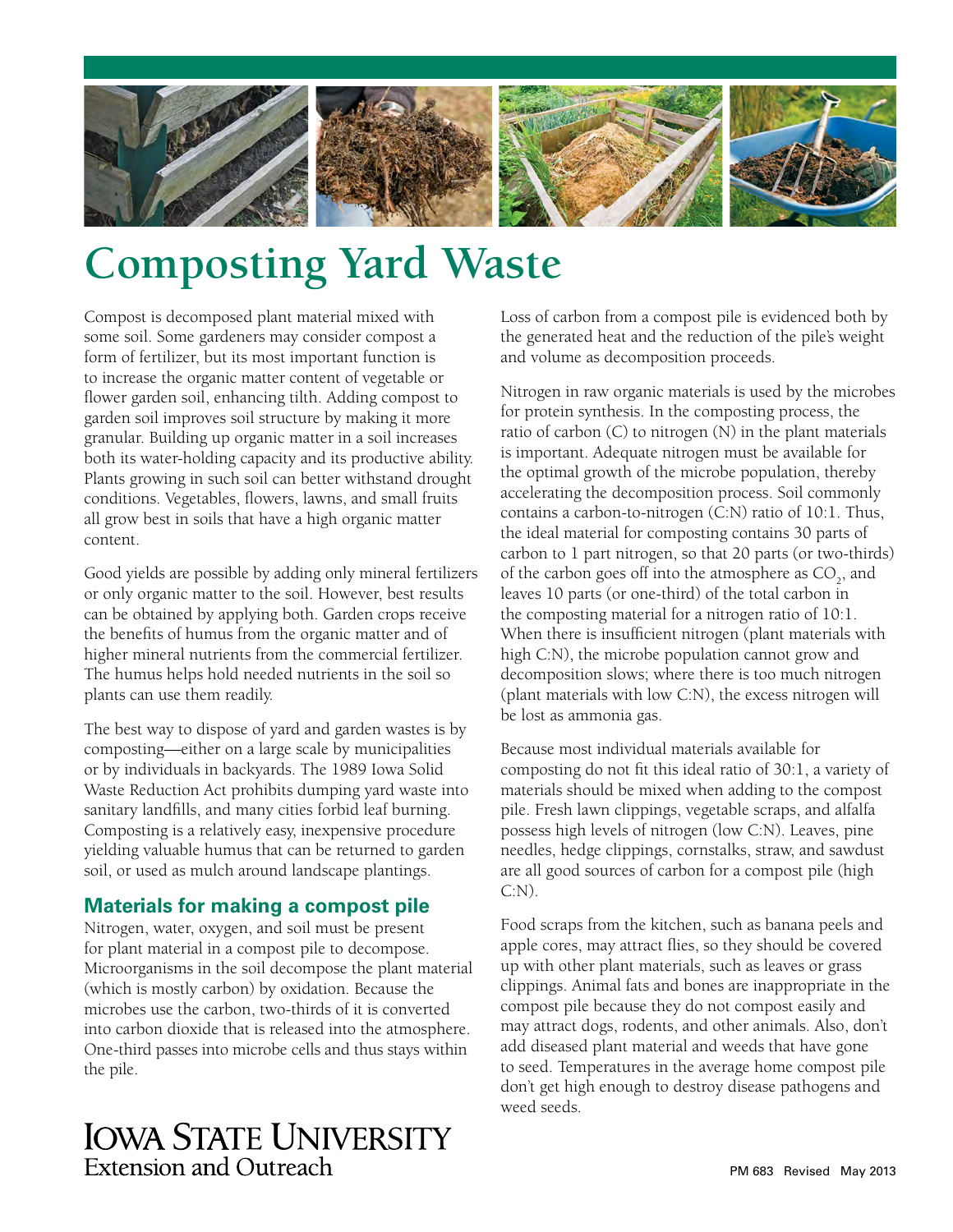# Composting Yard Waste

Compost is decomposed plant material mixed with some soil. Some gardeners may consider compost a form of fertilizer, but its most important function is to increase the organic matter content of vegetable or flower garden soil, enhancing tilth. Adding compost to garden soil improves soil structure by making it more granular. Building up organic matter in a soil increases both its water-holding capacity and its productive ability. Plants growing in such soil can better withstand drought conditions. Vegetables, flowers, lawns, and small fruits all grow best in soils that have a high organic matter content.

Good yields are possible by adding only mineral fertilizers or only organic matter to the soil. However, best results can be obtained by applying both. Garden crops receive the benefits of humus from the organic matter and of higher mineral nutrients from the commercial fertilizer. The humus helps hold needed nutrients in the soil so plants can use them readily.

The best way to dispose of yard and garden wastes is by composting—either on a large scale by municipalities or by individuals in backyards. The 1989 Iowa Solid Waste Reduction Act prohibits dumping yard waste into sanitary landfills, and many cities forbid leaf burning. Composting is a relatively easy, inexpensive procedure yielding valuable humus that can be returned to garden soil, or used as mulch around landscape plantings.

## Materials for making a compost pile

Nitrogen, water, oxygen, and soil must be present for plant material in a compost pile to decompose. Microorganisms in the soil decompose the plant material (which is mostly carbon) by oxidation. Because the microbes use the carbon, two-thirds of it is converted into carbon dioxide that is released into the atmosphere. One-third passes into microbe cells and thus stays within the pile.

Loss of carbon from a compost pile is evidenced both by the generated heat and the reduction of the pile's weight and volume as decomposition proceeds.

Nitrogen in raw organic materials is used by the microbes for protein synthesis. In the composting process, the ratio of carbon (C) to nitrogen (N) in the plant materials is important. Adequate nitrogen must be available for the optimal growth of the microbe population, thereby accelerating the decomposition process. Soil commonly contains a carbon-to-nitrogen (C:N) ratio of 10:1. Thus, the ideal material for composting contains 30 parts of carbon to 1 part nitrogen, so that 20 parts (or two-thirds) of the carbon goes off into the atmosphere as $CO_2$, and leaves 10 parts (or one-third) of the total carbon in the composting material for a nitrogen ratio of 10:1. When there is insufficient nitrogen (plant materials with high C:N), the microbe population cannot grow and decomposition slows; where there is too much nitrogen (plant materials with low C:N), the excess nitrogen will be lost as ammonia gas.

Because most individual materials available for composting do not fit this ideal ratio of 30:1, a variety of materials should be mixed when adding to the compost pile. Fresh lawn clippings, vegetable scraps, and alfalfa possess high levels of nitrogen (low C:N). Leaves, pine needles, hedge clippings, cornstalks, straw, and sawdust are all good sources of carbon for a compost pile (high C:N).

Food scraps from the kitchen, such as banana peels and apple cores, may attract flies, so they should be covered up with other plant materials, such as leaves or grass clippings. Animal fats and bones are inappropriate in the compost pile because they do not compost easily and may attract dogs, rodents, and other animals. Also, don't add diseased plant material and weeds that have gone to seed. Temperatures in the average home compost pile don't get high enough to destroy disease pathogens and weed seeds.

Iowa State University Extension and Outreach

PM 683 Revised May 2013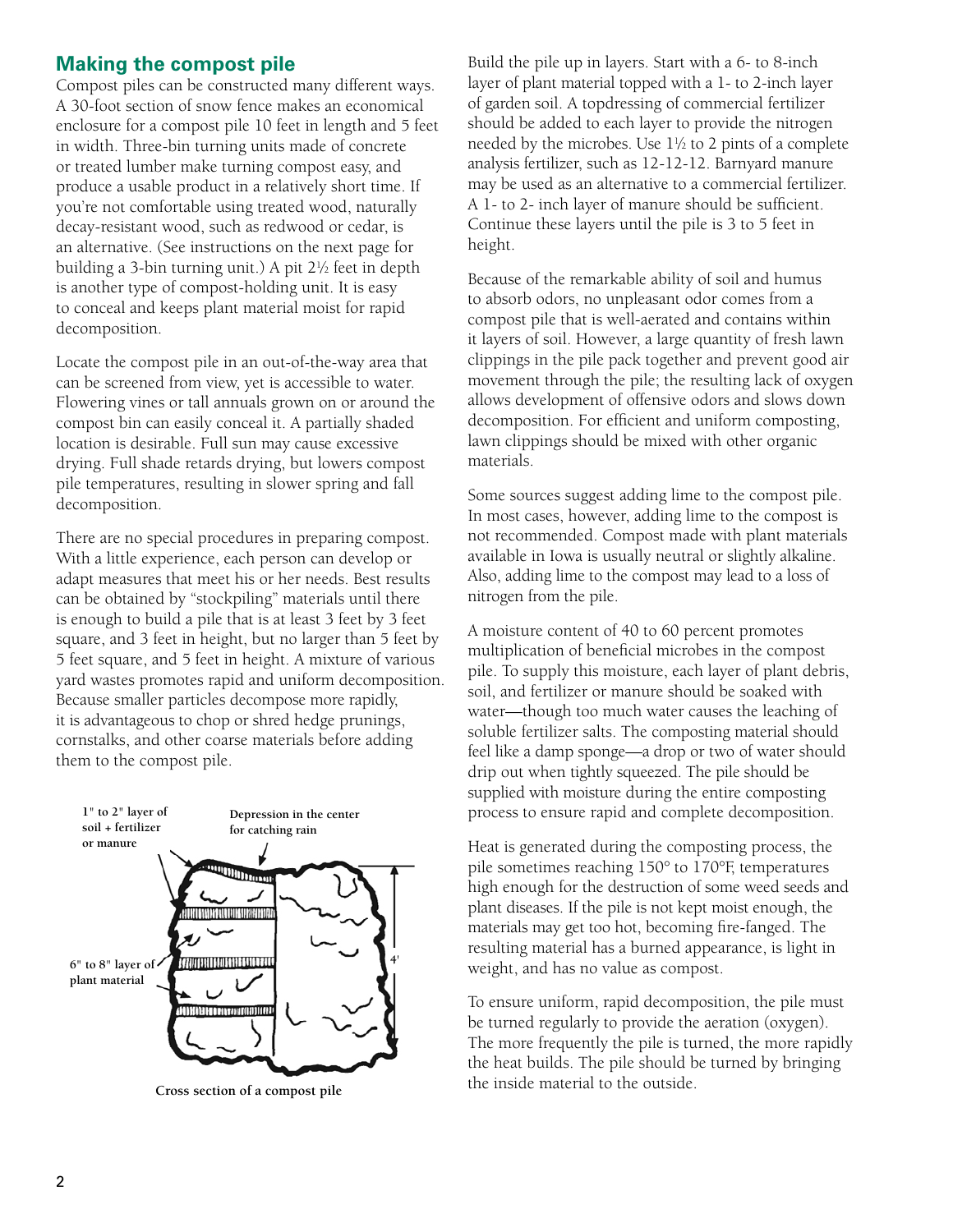## Making the compost pile

Compost piles can be constructed many different ways. A 30-foot section of snow fence makes an economical enclosure for a compost pile 10 feet in length and 5 feet in width. Three-bin turning units made of concrete or treated lumber make turning compost easy, and produce a usable product in a relatively short time. If you're not comfortable using treated wood, naturally decay-resistant wood, such as redwood or cedar, is an alternative. (See instructions on the next page for building a 3-bin turning unit.) A pit 2½ feet in depth is another type of compost-holding unit. It is easy to conceal and keeps plant material moist for rapid decomposition.

Locate the compost pile in an out-of-the-way area that can be screened from view, yet is accessible to water. Flowering vines or tall annuals grown on or around the compost bin can easily conceal it. A partially shaded location is desirable. Full sun may cause excessive drying. Full shade retards drying, but lowers compost pile temperatures, resulting in slower spring and fall decomposition.

There are no special procedures in preparing compost. With a little experience, each person can develop or adapt measures that meet his or her needs. Best results can be obtained by "stockpiling" materials until there is enough to build a pile that is at least 3 feet by 3 feet square, and 3 feet in height, but no larger than 5 feet by 5 feet square, and 5 feet in height. A mixture of various yard wastes promotes rapid and uniform decomposition. Because smaller particles decompose more rapidly, it is advantageous to chop or shred hedge prunings, cornstalks, and other coarse materials before adding them to the compost pile.

1" to 2" layer of soil + fertilizer or manure

Depression in the center for catching rain

6" to 8" layer of plant material

4'

Cross section of a compost pile

Build the pile up in layers. Start with a 6- to 8-inch layer of plant material topped with a 1- to 2-inch layer of garden soil. A topdressing of commercial fertilizer should be added to each layer to provide the nitrogen needed by the microbes. Use 1½ to 2 pints of a complete analysis fertilizer, such as 12-12-12. Barnyard manure may be used as an alternative to a commercial fertilizer. A 1- to 2- inch layer of manure should be sufficient. Continue these layers until the pile is 3 to 5 feet in height.

Because of the remarkable ability of soil and humus to absorb odors, no unpleasant odor comes from a compost pile that is well-aerated and contains within it layers of soil. However, a large quantity of fresh lawn clippings in the pile pack together and prevent good air movement through the pile; the resulting lack of oxygen allows development of offensive odors and slows down decomposition. For efficient and uniform composting, lawn clippings should be mixed with other organic materials.

Some sources suggest adding lime to the compost pile. In most cases, however, adding lime to the compost is not recommended. Compost made with plant materials available in Iowa is usually neutral or slightly alkaline. Also, adding lime to the compost may lead to a loss of nitrogen from the pile.

A moisture content of 40 to 60 percent promotes multiplication of beneficial microbes in the compost pile. To supply this moisture, each layer of plant debris, soil, and fertilizer or manure should be soaked with water—though too much water causes the leaching of soluble fertilizer salts. The composting material should feel like a damp sponge—a drop or two of water should drip out when tightly squeezed. The pile should be supplied with moisture during the entire composting process to ensure rapid and complete decomposition.

Heat is generated during the composting process, the pile sometimes reaching 150° to 170°F, temperatures high enough for the destruction of some weed seeds and plant diseases. If the pile is not kept moist enough, the materials may get too hot, becoming fire-fanged. The resulting material has a burned appearance, is light in weight, and has no value as compost.

To ensure uniform, rapid decomposition, the pile must be turned regularly to provide the aeration (oxygen). The more frequently the pile is turned, the more rapidly the heat builds. The pile should be turned by bringing the inside material to the outside.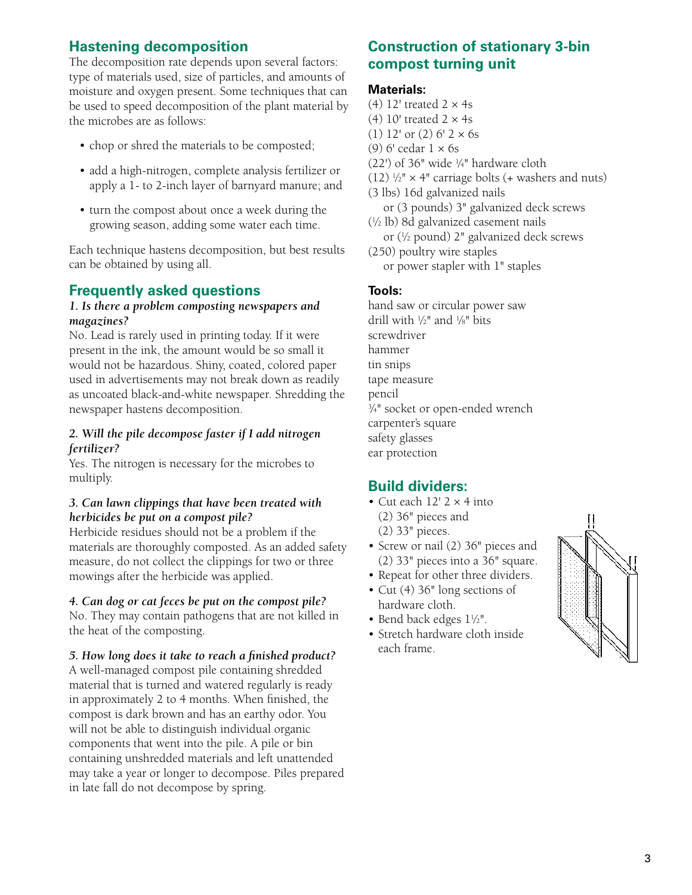## Hastening decomposition

The decomposition rate depends upon several factors: type of materials used, size of particles, and amounts of moisture and oxygen present. Some techniques that can be used to speed decomposition of the plant material by the microbes are as follows:

- chop or shred the materials to be composted;
- add a high-nitrogen, complete analysis fertilizer or apply a 1- to 2-inch layer of barnyard manure; and
- turn the compost about once a week during the growing season, adding some water each time.

Each technique hastens decomposition, but best results can be obtained by using all.

## Frequently asked questions

***1. Is there a problem composting newspapers and magazines?***

No. Lead is rarely used in printing today. If it were present in the ink, the amount would be so small it would not be hazardous. Shiny, coated, colored paper used in advertisements may not break down as readily as uncoated black-and-white newspaper. Shredding the newspaper hastens decomposition.

***2. Will the pile decompose faster if I add nitrogen fertilizer?***

Yes. The nitrogen is necessary for the microbes to multiply.

***3. Can lawn clippings that have been treated with herbicides be put on a compost pile?***

Herbicide residues should not be a problem if the materials are thoroughly composted. As an added safety measure, do not collect the clippings for two or three mowings after the herbicide was applied.

***4. Can dog or cat feces be put on the compost pile?***

No. They may contain pathogens that are not killed in the heat of the composting.

***5. How long does it take to reach a finished product?***

A well-managed compost pile containing shredded material that is turned and watered regularly is ready in approximately 2 to 4 months. When finished, the compost is dark brown and has an earthy odor. You will not be able to distinguish individual organic components that went into the pile. A pile or bin containing unshredded materials and left unattended may take a year or longer to decompose. Piles prepared in late fall do not decompose by spring.

## Construction of stationary 3-bin compost turning unit

### Materials:

(4) 12' treated 2 × 4s
(4) 10' treated 2 × 4s
(1) 12' or (2) 6' 2 × 6s
(9) 6' cedar 1 × 6s
(22') of 36" wide ¼" hardware cloth
(12) ½" × 4" carriage bolts (+ washers and nuts)
(3 lbs) 16d galvanized nails
  or (3 pounds) 3" galvanized deck screws
(½ lb) 8d galvanized casement nails
  or (½ pound) 2" galvanized deck screws
(250) poultry wire staples
  or power stapler with 1" staples

### Tools:

hand saw or circular power saw
drill with ½" and ⅛" bits
screwdriver
hammer
tin snips
tape measure
pencil
¾" socket or open-ended wrench
carpenter's square
safety glasses
ear protection

## Build dividers:

- Cut each 12' 2 × 4 into (2) 36" pieces and (2) 33" pieces.
- Screw or nail (2) 36" pieces and (2) 33" pieces into a 36" square.
- Repeat for other three dividers.
- Cut (4) 36" long sections of hardware cloth.
- Bend back edges 1½".
- Stretch hardware cloth inside each frame.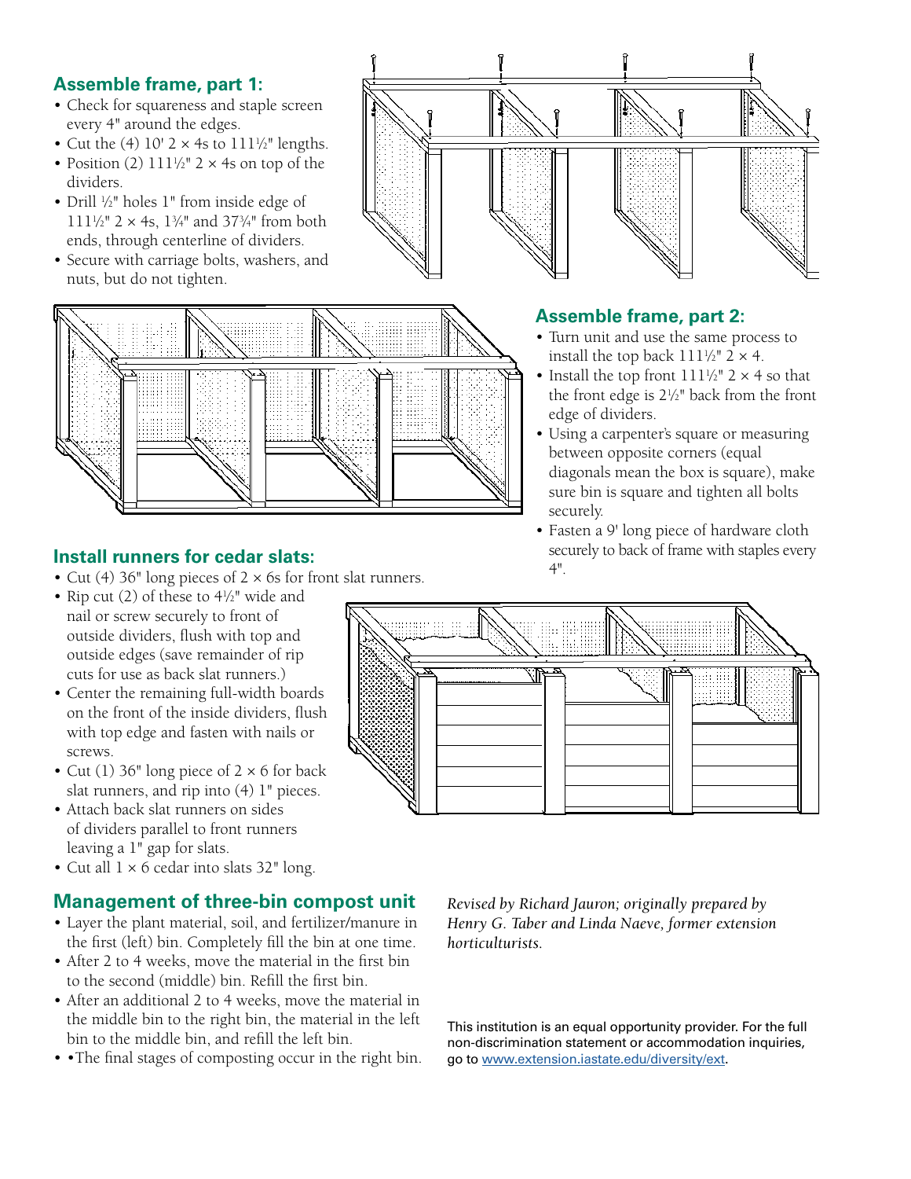## Assemble frame, part 1:

- Check for squareness and staple screen every 4" around the edges.
- Cut the (4) 10' 2 × 4s to 111½" lengths.
- Position (2) 111½" 2 × 4s on top of the dividers.
- Drill ½" holes 1" from inside edge of 111½" 2 × 4s, 1¾" and 37¾" from both ends, through centerline of dividers.
- Secure with carriage bolts, washers, and nuts, but do not tighten.

## Assemble frame, part 2:

- Turn unit and use the same process to install the top back 111½" 2 × 4.
- Install the top front 111½" 2 × 4 so that the front edge is 2½" back from the front edge of dividers.
- Using a carpenter's square or measuring between opposite corners (equal diagonals mean the box is square), make sure bin is square and tighten all bolts securely.
- Fasten a 9' long piece of hardware cloth securely to back of frame with staples every 4".

## Install runners for cedar slats:

- Cut (4) 36" long pieces of 2 × 6s for front slat runners.
- Rip cut (2) of these to 4½" wide and nail or screw securely to front of outside dividers, flush with top and outside edges (save remainder of rip cuts for use as back slat runners.)
- Center the remaining full-width boards on the front of the inside dividers, flush with top edge and fasten with nails or screws.
- Cut (1) 36" long piece of 2 × 6 for back slat runners, and rip into (4) 1" pieces.
- Attach back slat runners on sides of dividers parallel to front runners leaving a 1" gap for slats.
- Cut all 1 × 6 cedar into slats 32" long.

## Management of three-bin compost unit

- Layer the plant material, soil, and fertilizer/manure in the first (left) bin. Completely fill the bin at one time.
- After 2 to 4 weeks, move the material in the first bin to the second (middle) bin. Refill the first bin.
- After an additional 2 to 4 weeks, move the material in the middle bin to the right bin, the material in the left bin to the middle bin, and refill the left bin.
- •The final stages of composting occur in the right bin.

*Revised by Richard Jauron; originally prepared by Henry G. Taber and Linda Naeve, former extension horticulturists.*

This institution is an equal opportunity provider. For the full non-discrimination statement or accommodation inquiries, go to www.extension.iastate.edu/diversity/ext.